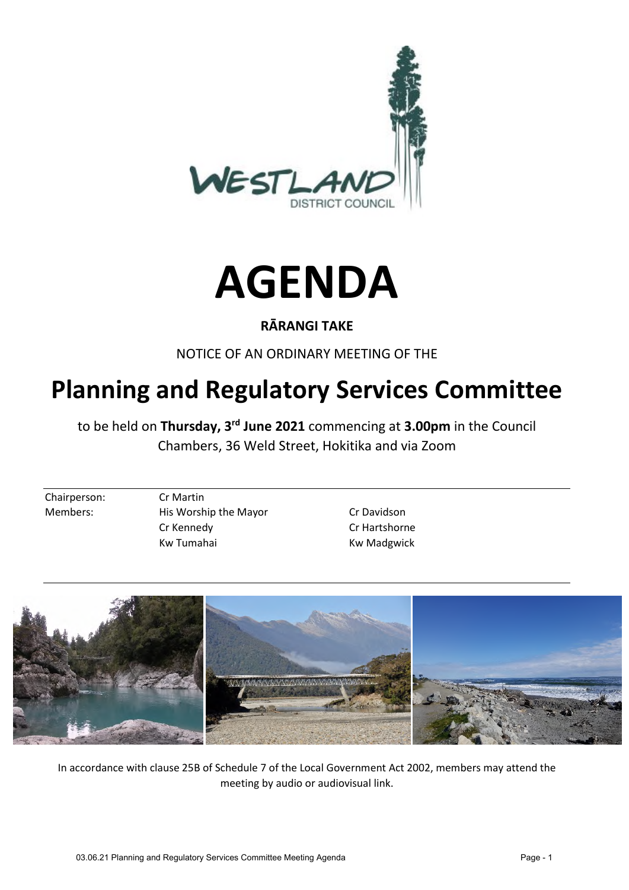# AGENDA

**RĀRANGI TAKE**

NOTICE OF AN ORDINARY MEETING OF THE

# Planning and Regulatory Services Committee

to be held on **Thursday, 3rd June 2021** commencing at **3.00pm** in the Council Chambers, 36 Weld Street, Hokitika and via Zoom

| | | |
|---|---|---|
| Chairperson: | Cr Martin | |
| Members: | His Worship the Mayor | Cr Davidson |
| | Cr Kennedy | Cr Hartshorne |
| | Kw Tumahai | Kw Madgwick |

In accordance with clause 25B of Schedule 7 of the Local Government Act 2002, members may attend the meeting by audio or audiovisual link.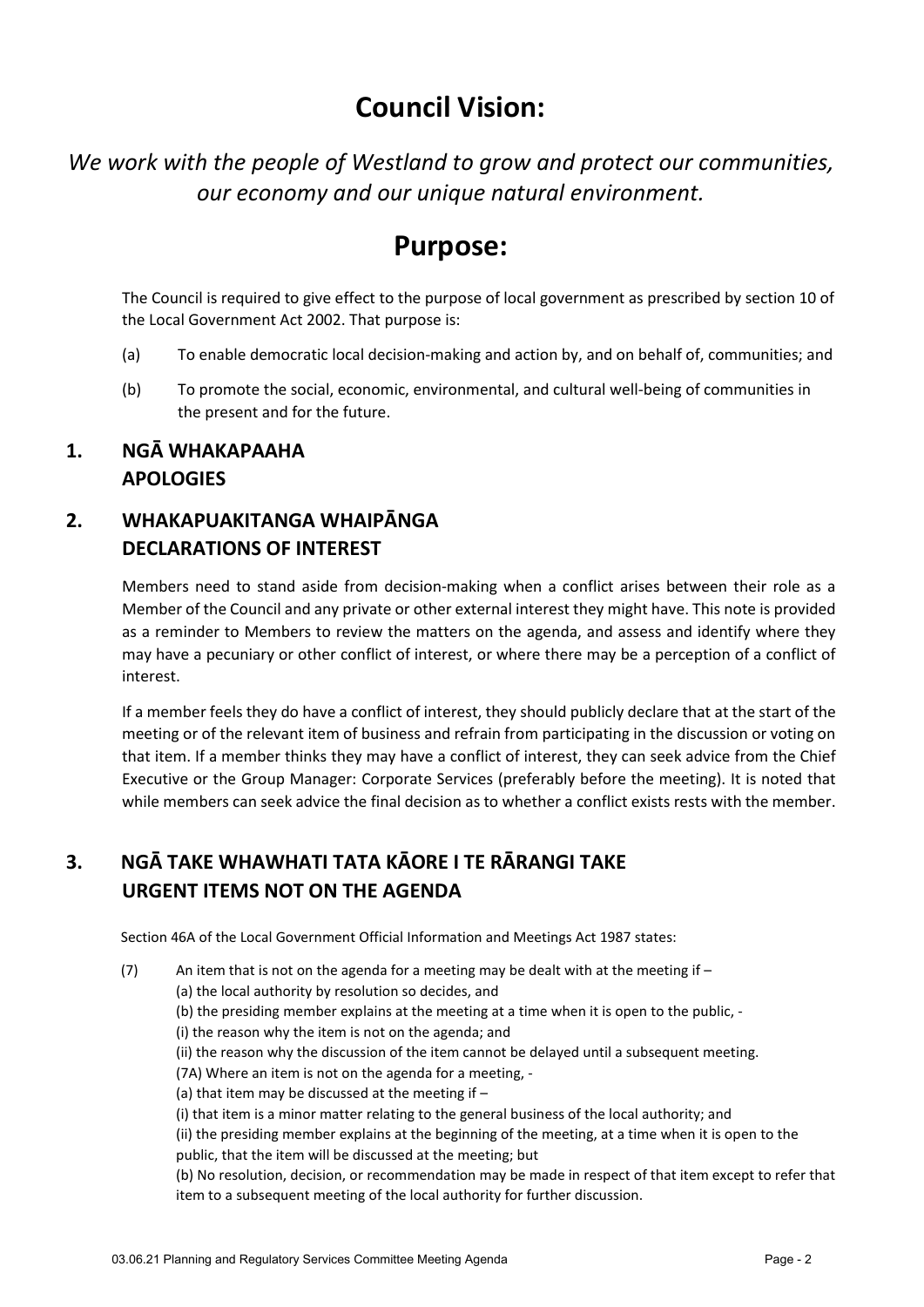# Council Vision:

*We work with the people of Westland to grow and protect our communities, our economy and our unique natural environment.*

# Purpose:

The Council is required to give effect to the purpose of local government as prescribed by section 10 of the Local Government Act 2002. That purpose is:

(a) To enable democratic local decision-making and action by, and on behalf of, communities; and

(b) To promote the social, economic, environmental, and cultural well-being of communities in the present and for the future.

## 1. NGĀ WHAKAPAAHA
## APOLOGIES

## 2. WHAKAPUAKITANGA WHAIPĀNGA
## DECLARATIONS OF INTEREST

Members need to stand aside from decision-making when a conflict arises between their role as a Member of the Council and any private or other external interest they might have. This note is provided as a reminder to Members to review the matters on the agenda, and assess and identify where they may have a pecuniary or other conflict of interest, or where there may be a perception of a conflict of interest.

If a member feels they do have a conflict of interest, they should publicly declare that at the start of the meeting or of the relevant item of business and refrain from participating in the discussion or voting on that item. If a member thinks they may have a conflict of interest, they can seek advice from the Chief Executive or the Group Manager: Corporate Services (preferably before the meeting). It is noted that while members can seek advice the final decision as to whether a conflict exists rests with the member.

## 3. NGĀ TAKE WHAWHATI TATA KĀORE I TE RĀRANGI TAKE
## URGENT ITEMS NOT ON THE AGENDA

Section 46A of the Local Government Official Information and Meetings Act 1987 states:

(7) An item that is not on the agenda for a meeting may be dealt with at the meeting if –
(a) the local authority by resolution so decides, and
(b) the presiding member explains at the meeting at a time when it is open to the public, -
(i) the reason why the item is not on the agenda; and
(ii) the reason why the discussion of the item cannot be delayed until a subsequent meeting.
(7A) Where an item is not on the agenda for a meeting, -
(a) that item may be discussed at the meeting if –
(i) that item is a minor matter relating to the general business of the local authority; and
(ii) the presiding member explains at the beginning of the meeting, at a time when it is open to the public, that the item will be discussed at the meeting; but
(b) No resolution, decision, or recommendation may be made in respect of that item except to refer that item to a subsequent meeting of the local authority for further discussion.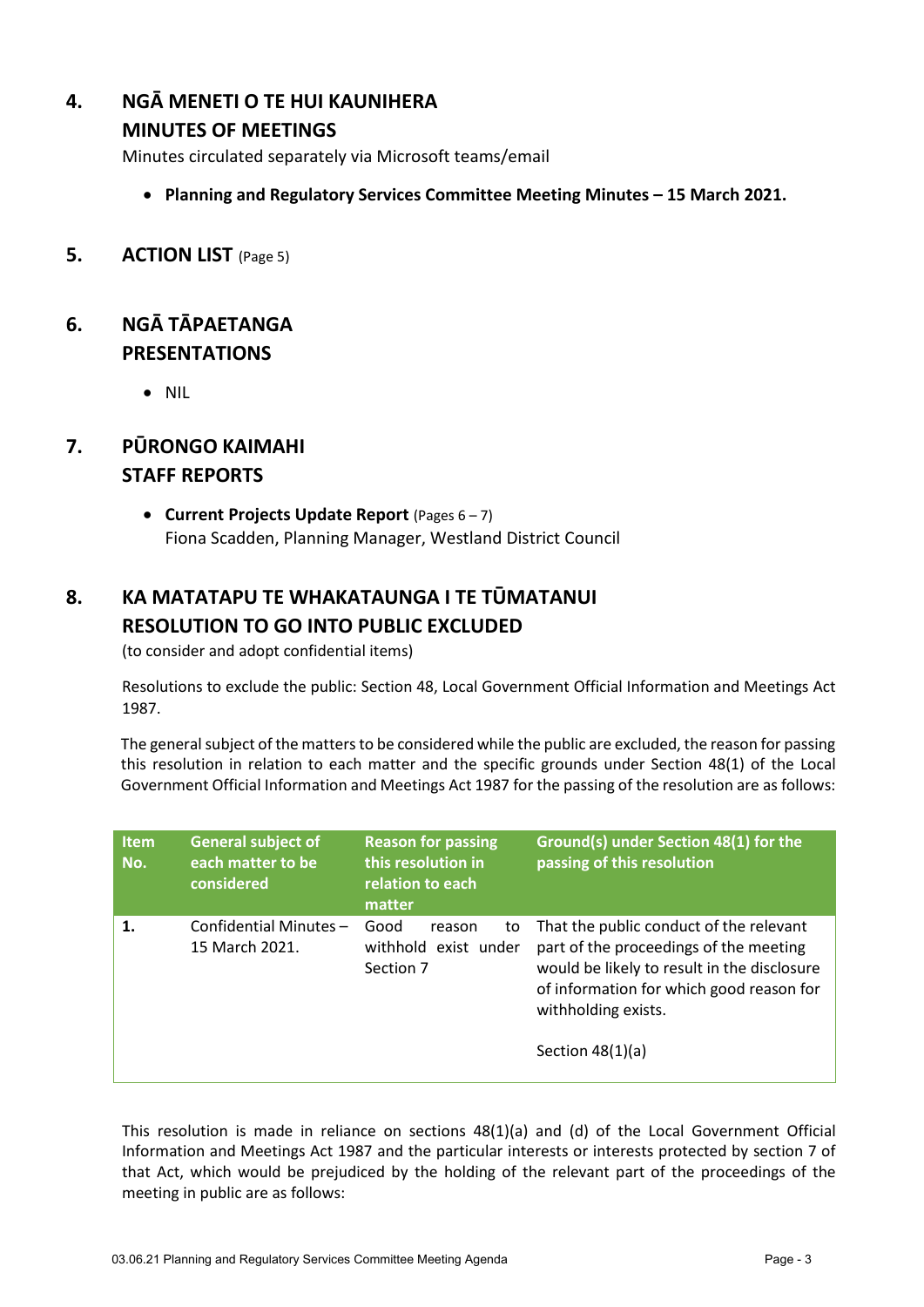## 4. NGĀ MENETI O TE HUI KAUNIHERA
## MINUTES OF MEETINGS

Minutes circulated separately via Microsoft teams/email

- **Planning and Regulatory Services Committee Meeting Minutes – 15 March 2021.**

## 5. ACTION LIST (Page 5)

## 6. NGĀ TĀPAETANGA
## PRESENTATIONS

- NIL

## 7. PŪRONGO KAIMAHI
## STAFF REPORTS

- **Current Projects Update Report** (Pages 6 – 7)
  Fiona Scadden, Planning Manager, Westland District Council

## 8. KA MATATAPU TE WHAKATAUNGA I TE TŪMATANUI
## RESOLUTION TO GO INTO PUBLIC EXCLUDED

(to consider and adopt confidential items)

Resolutions to exclude the public: Section 48, Local Government Official Information and Meetings Act 1987.

The general subject of the matters to be considered while the public are excluded, the reason for passing this resolution in relation to each matter and the specific grounds under Section 48(1) of the Local Government Official Information and Meetings Act 1987 for the passing of the resolution are as follows:

| Item No. | General subject of each matter to be considered | Reason for passing this resolution in relation to each matter | Ground(s) under Section 48(1) for the passing of this resolution |
|---|---|---|---|
| **1.** | Confidential Minutes – 15 March 2021. | Good reason to withhold exist under Section 7 | That the public conduct of the relevant part of the proceedings of the meeting would be likely to result in the disclosure of information for which good reason for withholding exists.<br><br>Section 48(1)(a) |

This resolution is made in reliance on sections 48(1)(a) and (d) of the Local Government Official Information and Meetings Act 1987 and the particular interests or interests protected by section 7 of that Act, which would be prejudiced by the holding of the relevant part of the proceedings of the meeting in public are as follows: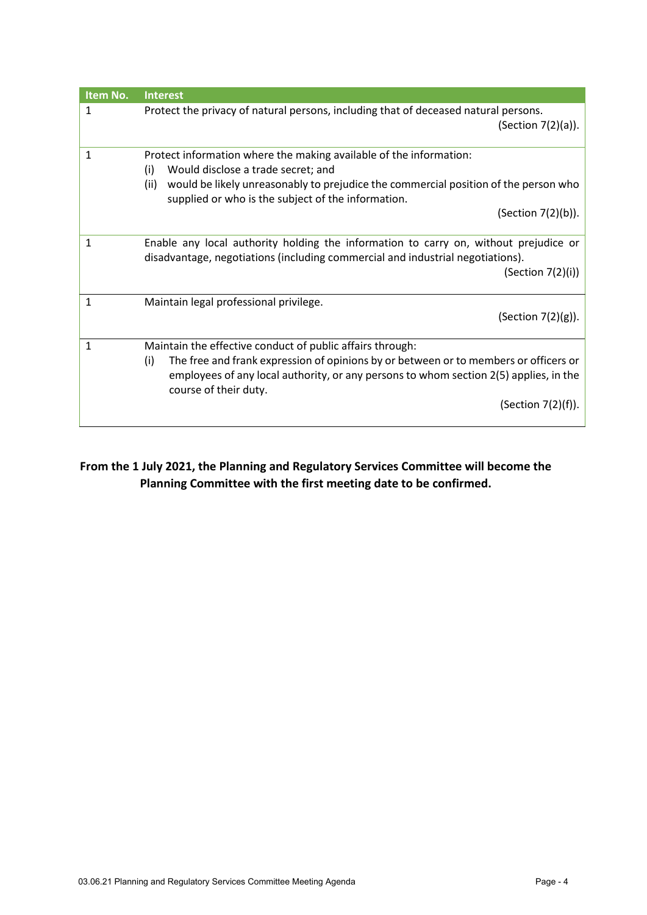| Item No. | Interest |
| --- | --- |
| 1 | Protect the privacy of natural persons, including that of deceased natural persons. (Section 7(2)(a)). |
| 1 | Protect information where the making available of the information: (i) Would disclose a trade secret; and (ii) would be likely unreasonably to prejudice the commercial position of the person who supplied or who is the subject of the information. (Section 7(2)(b)). |
| 1 | Enable any local authority holding the information to carry on, without prejudice or disadvantage, negotiations (including commercial and industrial negotiations). (Section 7(2)(i)) |
| 1 | Maintain legal professional privilege. (Section 7(2)(g)). |
| 1 | Maintain the effective conduct of public affairs through: (i) The free and frank expression of opinions by or between or to members or officers or employees of any local authority, or any persons to whom section 2(5) applies, in the course of their duty. (Section 7(2)(f)). |

**From the 1 July 2021, the Planning and Regulatory Services Committee will become the Planning Committee with the first meeting date to be confirmed.**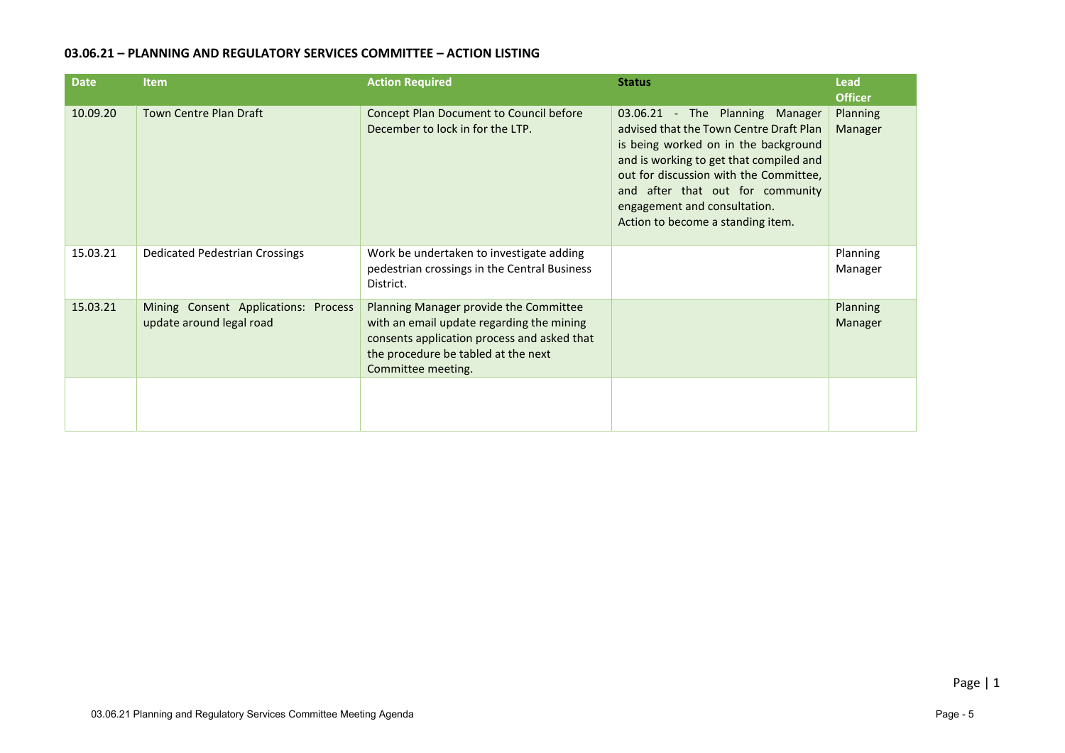**03.06.21 – PLANNING AND REGULATORY SERVICES COMMITTEE – ACTION LISTING**

| Date | Item | Action Required | Status | Lead Officer |
| --- | --- | --- | --- | --- |
| 10.09.20 | Town Centre Plan Draft | Concept Plan Document to Council before December to lock in for the LTP. | 03.06.21 - The Planning Manager advised that the Town Centre Draft Plan is being worked on in the background and is working to get that compiled and out for discussion with the Committee, and after that out for community engagement and consultation. Action to become a standing item. | Planning Manager |
| 15.03.21 | Dedicated Pedestrian Crossings | Work be undertaken to investigate adding pedestrian crossings in the Central Business District. | | Planning Manager |
| 15.03.21 | Mining Consent Applications: Process update around legal road | Planning Manager provide the Committee with an email update regarding the mining consents application process and asked that the procedure be tabled at the next Committee meeting. | | Planning Manager |
| | | | | |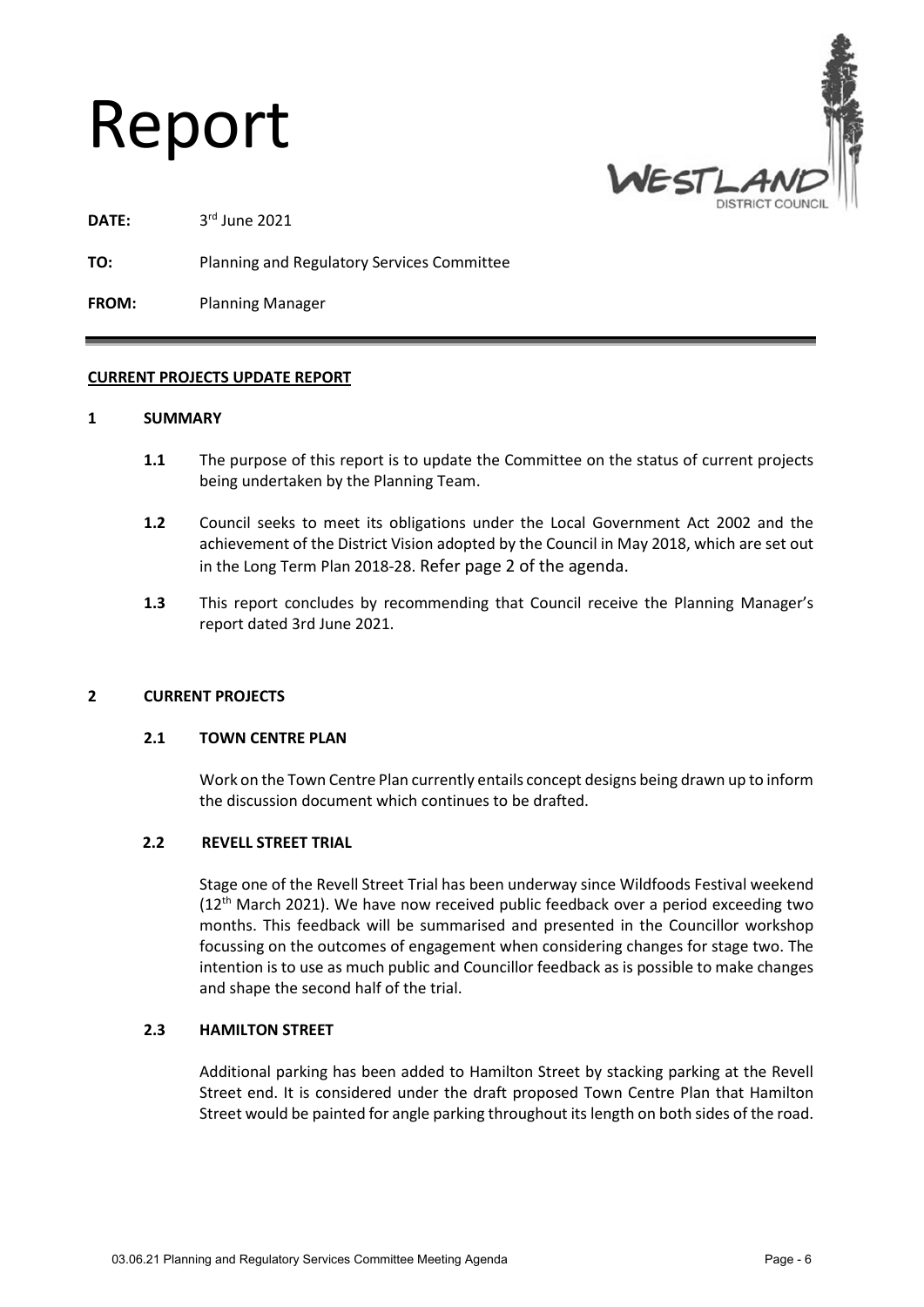# Report

**DATE:** 3rd June 2021

**TO:** Planning and Regulatory Services Committee

**FROM:** Planning Manager

**CURRENT PROJECTS UPDATE REPORT**

## 1 SUMMARY

**1.1** The purpose of this report is to update the Committee on the status of current projects being undertaken by the Planning Team.

**1.2** Council seeks to meet its obligations under the Local Government Act 2002 and the achievement of the District Vision adopted by the Council in May 2018, which are set out in the Long Term Plan 2018-28. Refer page 2 of the agenda.

**1.3** This report concludes by recommending that Council receive the Planning Manager's report dated 3rd June 2021.

## 2 CURRENT PROJECTS

### 2.1 TOWN CENTRE PLAN

Work on the Town Centre Plan currently entails concept designs being drawn up to inform the discussion document which continues to be drafted.

### 2.2 REVELL STREET TRIAL

Stage one of the Revell Street Trial has been underway since Wildfoods Festival weekend (12th March 2021). We have now received public feedback over a period exceeding two months. This feedback will be summarised and presented in the Councillor workshop focussing on the outcomes of engagement when considering changes for stage two. The intention is to use as much public and Councillor feedback as is possible to make changes and shape the second half of the trial.

### 2.3 HAMILTON STREET

Additional parking has been added to Hamilton Street by stacking parking at the Revell Street end. It is considered under the draft proposed Town Centre Plan that Hamilton Street would be painted for angle parking throughout its length on both sides of the road.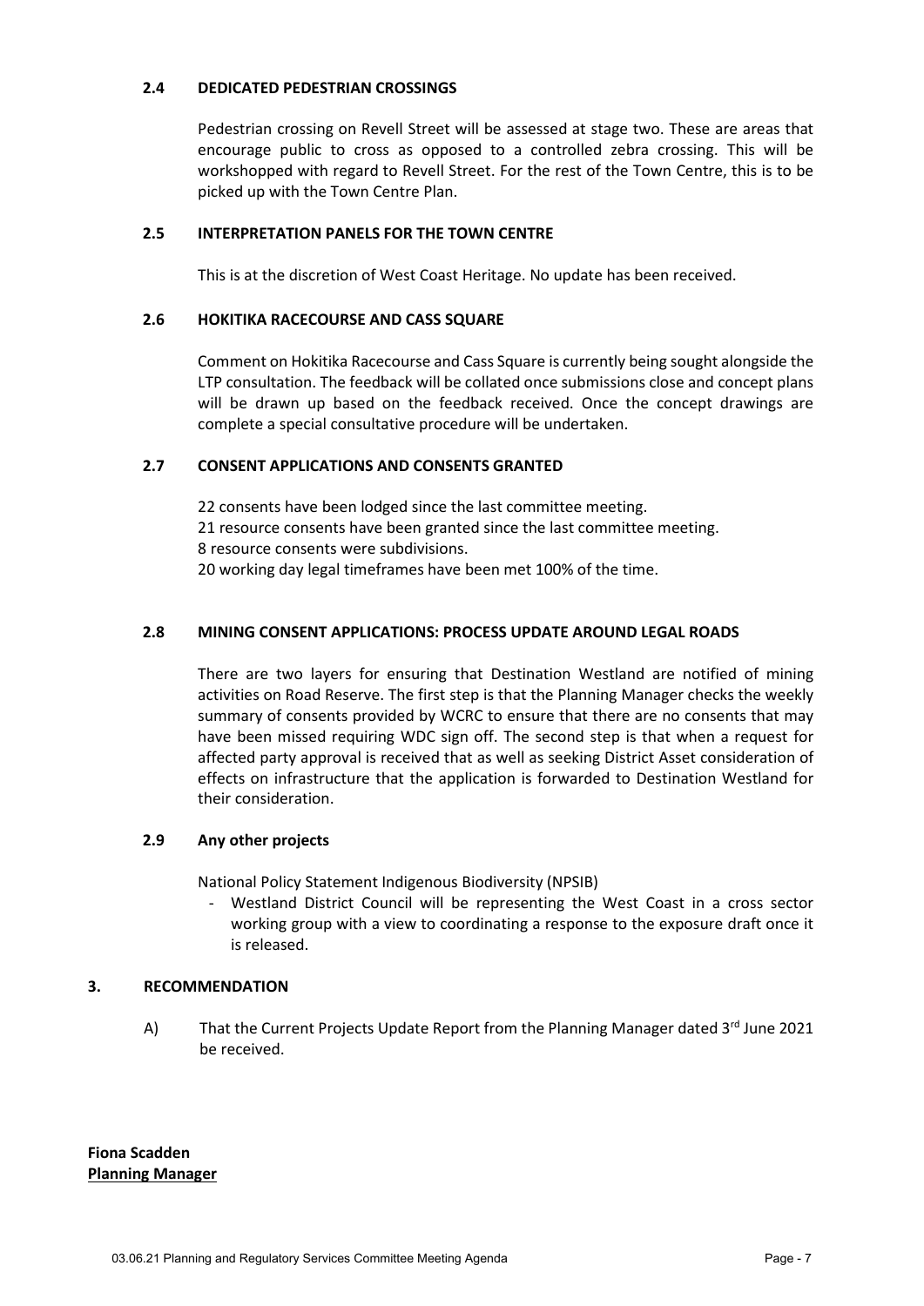### 2.4 DEDICATED PEDESTRIAN CROSSINGS

Pedestrian crossing on Revell Street will be assessed at stage two. These are areas that encourage public to cross as opposed to a controlled zebra crossing. This will be workshopped with regard to Revell Street. For the rest of the Town Centre, this is to be picked up with the Town Centre Plan.

### 2.5 INTERPRETATION PANELS FOR THE TOWN CENTRE

This is at the discretion of West Coast Heritage. No update has been received.

### 2.6 HOKITIKA RACECOURSE AND CASS SQUARE

Comment on Hokitika Racecourse and Cass Square is currently being sought alongside the LTP consultation. The feedback will be collated once submissions close and concept plans will be drawn up based on the feedback received. Once the concept drawings are complete a special consultative procedure will be undertaken.

### 2.7 CONSENT APPLICATIONS AND CONSENTS GRANTED

22 consents have been lodged since the last committee meeting.
21 resource consents have been granted since the last committee meeting.
8 resource consents were subdivisions.
20 working day legal timeframes have been met 100% of the time.

### 2.8 MINING CONSENT APPLICATIONS: PROCESS UPDATE AROUND LEGAL ROADS

There are two layers for ensuring that Destination Westland are notified of mining activities on Road Reserve. The first step is that the Planning Manager checks the weekly summary of consents provided by WCRC to ensure that there are no consents that may have been missed requiring WDC sign off. The second step is that when a request for affected party approval is received that as well as seeking District Asset consideration of effects on infrastructure that the application is forwarded to Destination Westland for their consideration.

### 2.9 Any other projects

National Policy Statement Indigenous Biodiversity (NPSIB)

- Westland District Council will be representing the West Coast in a cross sector working group with a view to coordinating a response to the exposure draft once it is released.

## 3. RECOMMENDATION

A) That the Current Projects Update Report from the Planning Manager dated 3rd June 2021 be received.

**Fiona Scadden**
**Planning Manager**